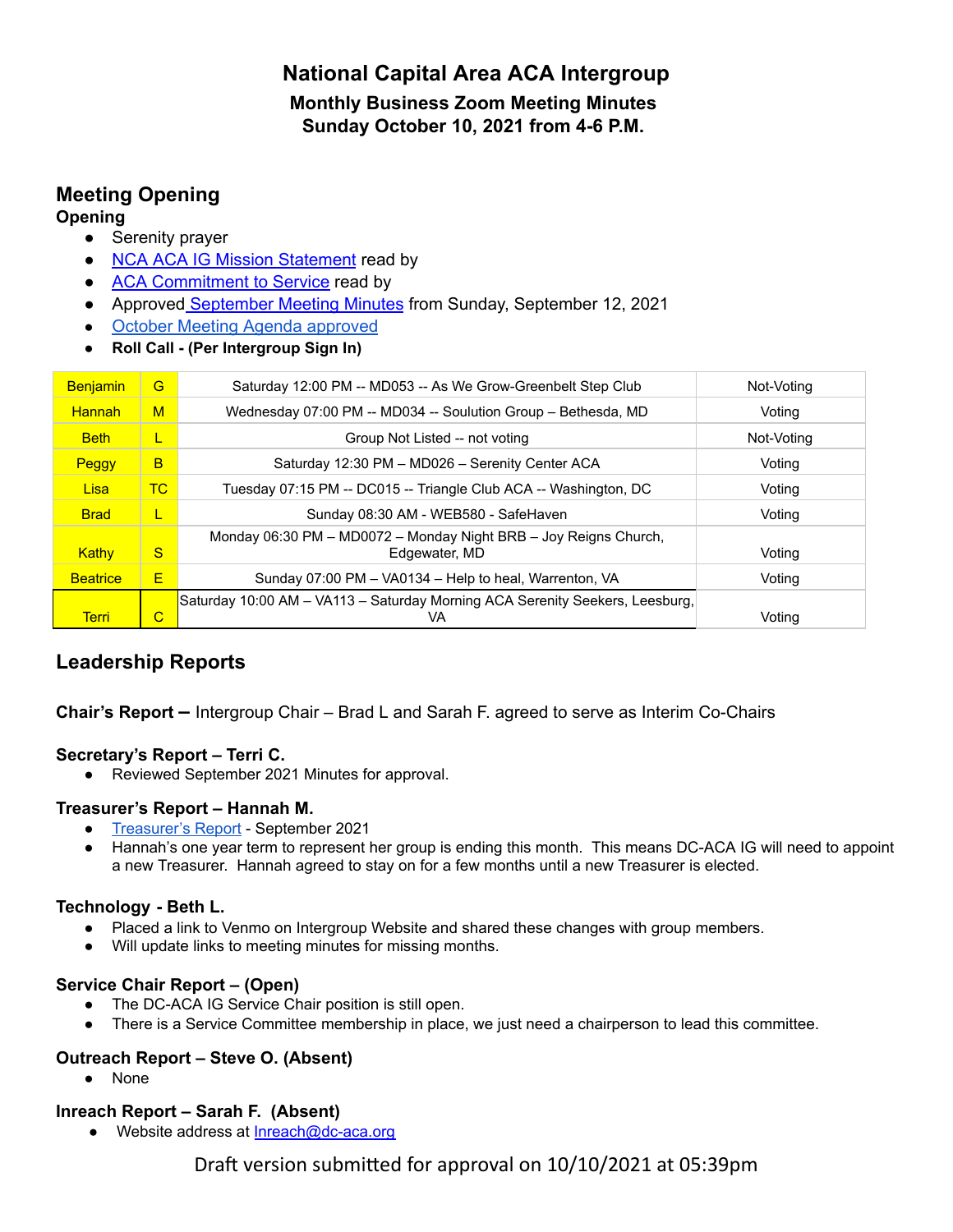# National Capital Area ACA Intergroup

## Monthly Business Zoom Meeting Minutes
## Sunday October 10, 2021 from 4-6 P.M.

## Meeting Opening

**Opening**

- Serenity prayer
- NCA ACA IG Mission Statement read by
- ACA Commitment to Service read by
- Approved September Meeting Minutes from Sunday, September 12, 2021
- October Meeting Agenda approved
- **Roll Call - (Per Intergroup Sign In)**

| | | | |
|---|---|---|---|
| Benjamin | G | Saturday 12:00 PM -- MD053 -- As We Grow-Greenbelt Step Club | Not-Voting |
| Hannah | M | Wednesday 07:00 PM -- MD034 -- Soulution Group – Bethesda, MD | Voting |
| Beth | L | Group Not Listed -- not voting | Not-Voting |
| Peggy | B | Saturday 12:30 PM – MD026 – Serenity Center ACA | Voting |
| Lisa | TC | Tuesday 07:15 PM -- DC015 -- Triangle Club ACA -- Washington, DC | Voting |
| Brad | L | Sunday 08:30 AM - WEB580 - SafeHaven | Voting |
| Kathy | S | Monday 06:30 PM – MD0072 – Monday Night BRB – Joy Reigns Church, Edgewater, MD | Voting |
| Beatrice | E | Sunday 07:00 PM – VA0134 – Help to heal, Warrenton, VA | Voting |
| Terri | C | Saturday 10:00 AM – VA113 – Saturday Morning ACA Serenity Seekers, Leesburg, VA | Voting |

## Leadership Reports

**Chair's Report –** Intergroup Chair – Brad L and Sarah F. agreed to serve as Interim Co-Chairs

**Secretary's Report – Terri C.**

- Reviewed September 2021 Minutes for approval.

**Treasurer's Report – Hannah M.**

- Treasurer's Report - September 2021
- Hannah's one year term to represent her group is ending this month. This means DC-ACA IG will need to appoint a new Treasurer. Hannah agreed to stay on for a few months until a new Treasurer is elected.

**Technology - Beth L.**

- Placed a link to Venmo on Intergroup Website and shared these changes with group members.
- Will update links to meeting minutes for missing months.

**Service Chair Report – (Open)**

- The DC-ACA IG Service Chair position is still open.
- There is a Service Committee membership in place, we just need a chairperson to lead this committee.

**Outreach Report – Steve O. (Absent)**

- None

**Inreach Report – Sarah F. (Absent)**

- Website address at Inreach@dc-aca.org

Draft version submitted for approval on 10/10/2021 at 05:39pm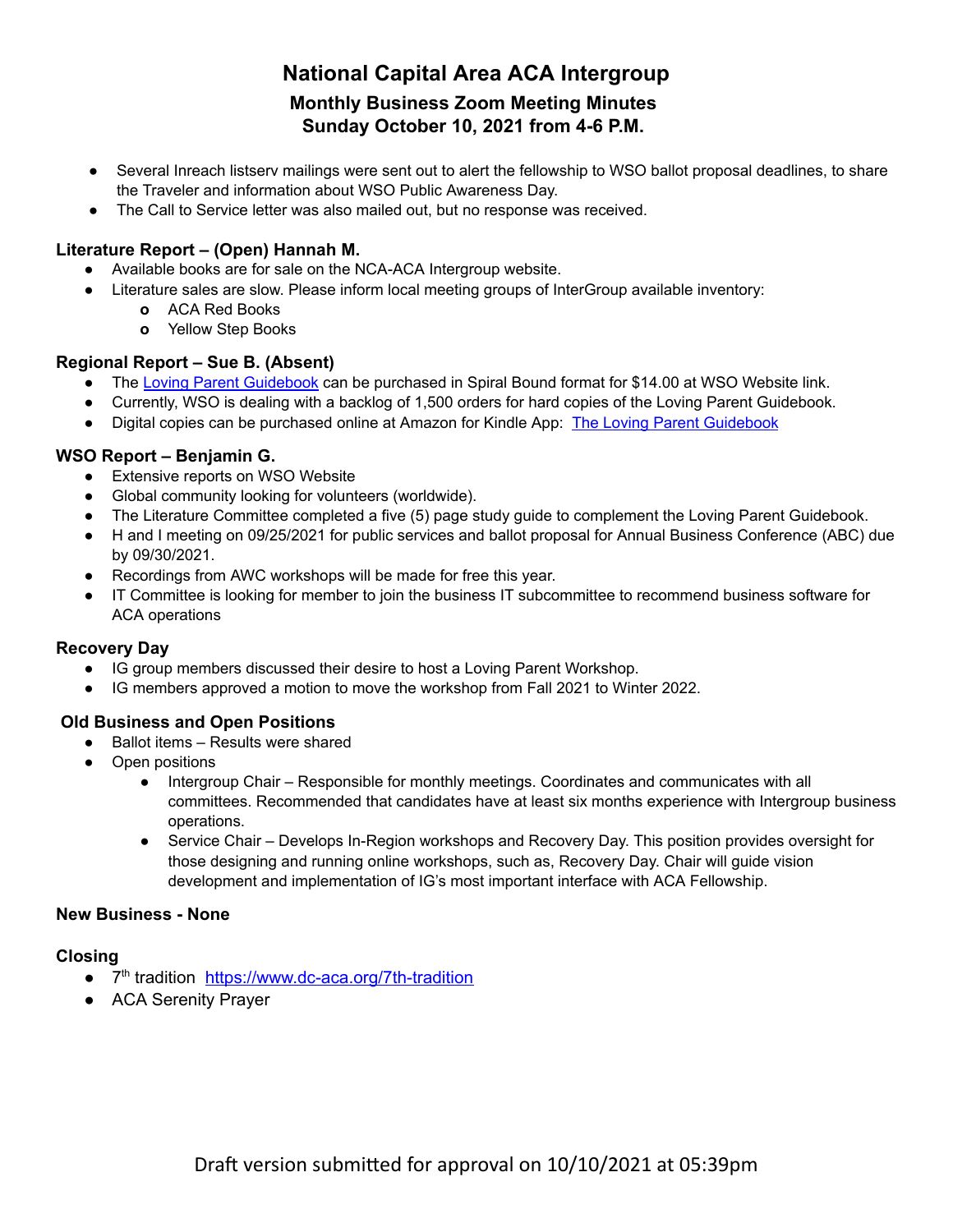# National Capital Area ACA Intergroup

## Monthly Business Zoom Meeting Minutes
## Sunday October 10, 2021 from 4-6 P.M.

- Several Inreach listserv mailings were sent out to alert the fellowship to WSO ballot proposal deadlines, to share the Traveler and information about WSO Public Awareness Day.
- The Call to Service letter was also mailed out, but no response was received.

### Literature Report – (Open) Hannah M.

- Available books are for sale on the NCA-ACA Intergroup website.
- Literature sales are slow. Please inform local meeting groups of InterGroup available inventory:
  - ACA Red Books
  - Yellow Step Books

### Regional Report – Sue B. (Absent)

- The Loving Parent Guidebook can be purchased in Spiral Bound format for $14.00 at WSO Website link.
- Currently, WSO is dealing with a backlog of 1,500 orders for hard copies of the Loving Parent Guidebook.
- Digital copies can be purchased online at Amazon for Kindle App: The Loving Parent Guidebook

### WSO Report – Benjamin G.

- Extensive reports on WSO Website
- Global community looking for volunteers (worldwide).
- The Literature Committee completed a five (5) page study guide to complement the Loving Parent Guidebook.
- H and I meeting on 09/25/2021 for public services and ballot proposal for Annual Business Conference (ABC) due by 09/30/2021.
- Recordings from AWC workshops will be made for free this year.
- IT Committee is looking for member to join the business IT subcommittee to recommend business software for ACA operations

### Recovery Day

- IG group members discussed their desire to host a Loving Parent Workshop.
- IG members approved a motion to move the workshop from Fall 2021 to Winter 2022.

### Old Business and Open Positions

- Ballot items – Results were shared
- Open positions
  - Intergroup Chair – Responsible for monthly meetings. Coordinates and communicates with all committees. Recommended that candidates have at least six months experience with Intergroup business operations.
  - Service Chair – Develops In-Region workshops and Recovery Day. This position provides oversight for those designing and running online workshops, such as, Recovery Day. Chair will guide vision development and implementation of IG's most important interface with ACA Fellowship.

### New Business - None

### Closing

- 7th tradition https://www.dc-aca.org/7th-tradition
- ACA Serenity Prayer

Draft version submitted for approval on 10/10/2021 at 05:39pm